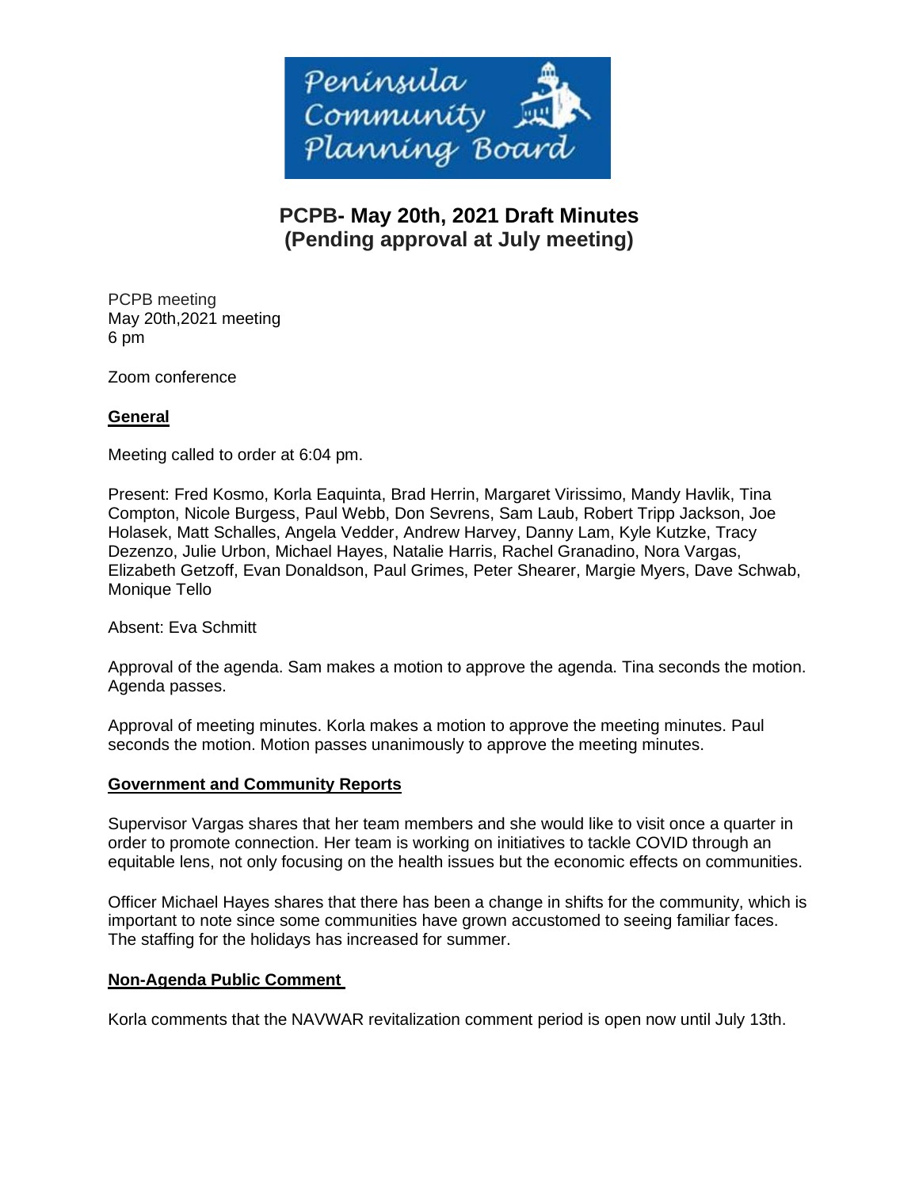Peninsula Community Planning Board

# PCPB- May 20th, 2021 Draft Minutes
# (Pending approval at July meeting)

PCPB meeting
May 20th,2021 meeting
6 pm

Zoom conference

## General

Meeting called to order at 6:04 pm.

Present: Fred Kosmo, Korla Eaquinta, Brad Herrin, Margaret Virissimo, Mandy Havlik, Tina Compton, Nicole Burgess, Paul Webb, Don Sevrens, Sam Laub, Robert Tripp Jackson, Joe Holasek, Matt Schalles, Angela Vedder, Andrew Harvey, Danny Lam, Kyle Kutzke, Tracy Dezenzo, Julie Urbon, Michael Hayes, Natalie Harris, Rachel Granadino, Nora Vargas, Elizabeth Getzoff, Evan Donaldson, Paul Grimes, Peter Shearer, Margie Myers, Dave Schwab, Monique Tello

Absent: Eva Schmitt

Approval of the agenda. Sam makes a motion to approve the agenda. Tina seconds the motion. Agenda passes.

Approval of meeting minutes. Korla makes a motion to approve the meeting minutes. Paul seconds the motion. Motion passes unanimously to approve the meeting minutes.

## Government and Community Reports

Supervisor Vargas shares that her team members and she would like to visit once a quarter in order to promote connection. Her team is working on initiatives to tackle COVID through an equitable lens, not only focusing on the health issues but the economic effects on communities.

Officer Michael Hayes shares that there has been a change in shifts for the community, which is important to note since some communities have grown accustomed to seeing familiar faces. The staffing for the holidays has increased for summer.

## Non-Agenda Public Comment

Korla comments that the NAVWAR revitalization comment period is open now until July 13th.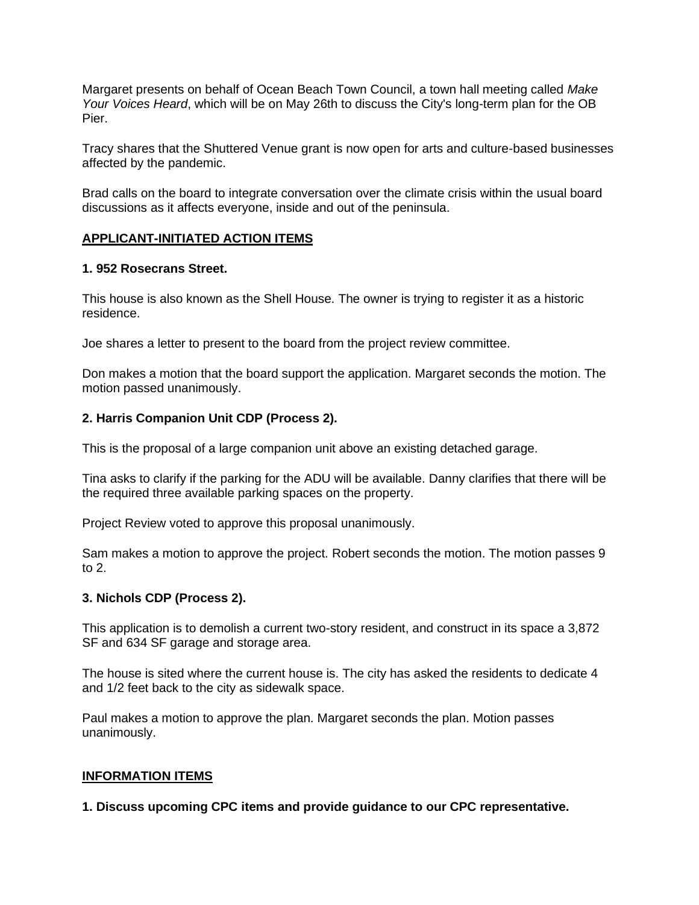Margaret presents on behalf of Ocean Beach Town Council, a town hall meeting called *Make Your Voices Heard*, which will be on May 26th to discuss the City's long-term plan for the OB Pier.

Tracy shares that the Shuttered Venue grant is now open for arts and culture-based businesses affected by the pandemic.

Brad calls on the board to integrate conversation over the climate crisis within the usual board discussions as it affects everyone, inside and out of the peninsula.

## APPLICANT-INITIATED ACTION ITEMS

### 1. 952 Rosecrans Street.

This house is also known as the Shell House. The owner is trying to register it as a historic residence.

Joe shares a letter to present to the board from the project review committee.

Don makes a motion that the board support the application. Margaret seconds the motion. The motion passed unanimously.

### 2. Harris Companion Unit CDP (Process 2).

This is the proposal of a large companion unit above an existing detached garage.

Tina asks to clarify if the parking for the ADU will be available. Danny clarifies that there will be the required three available parking spaces on the property.

Project Review voted to approve this proposal unanimously.

Sam makes a motion to approve the project. Robert seconds the motion. The motion passes 9 to 2.

### 3. Nichols CDP (Process 2).

This application is to demolish a current two-story resident, and construct in its space a 3,872 SF and 634 SF garage and storage area.

The house is sited where the current house is. The city has asked the residents to dedicate 4 and 1/2 feet back to the city as sidewalk space.

Paul makes a motion to approve the plan. Margaret seconds the plan. Motion passes unanimously.

## INFORMATION ITEMS

### 1. Discuss upcoming CPC items and provide guidance to our CPC representative.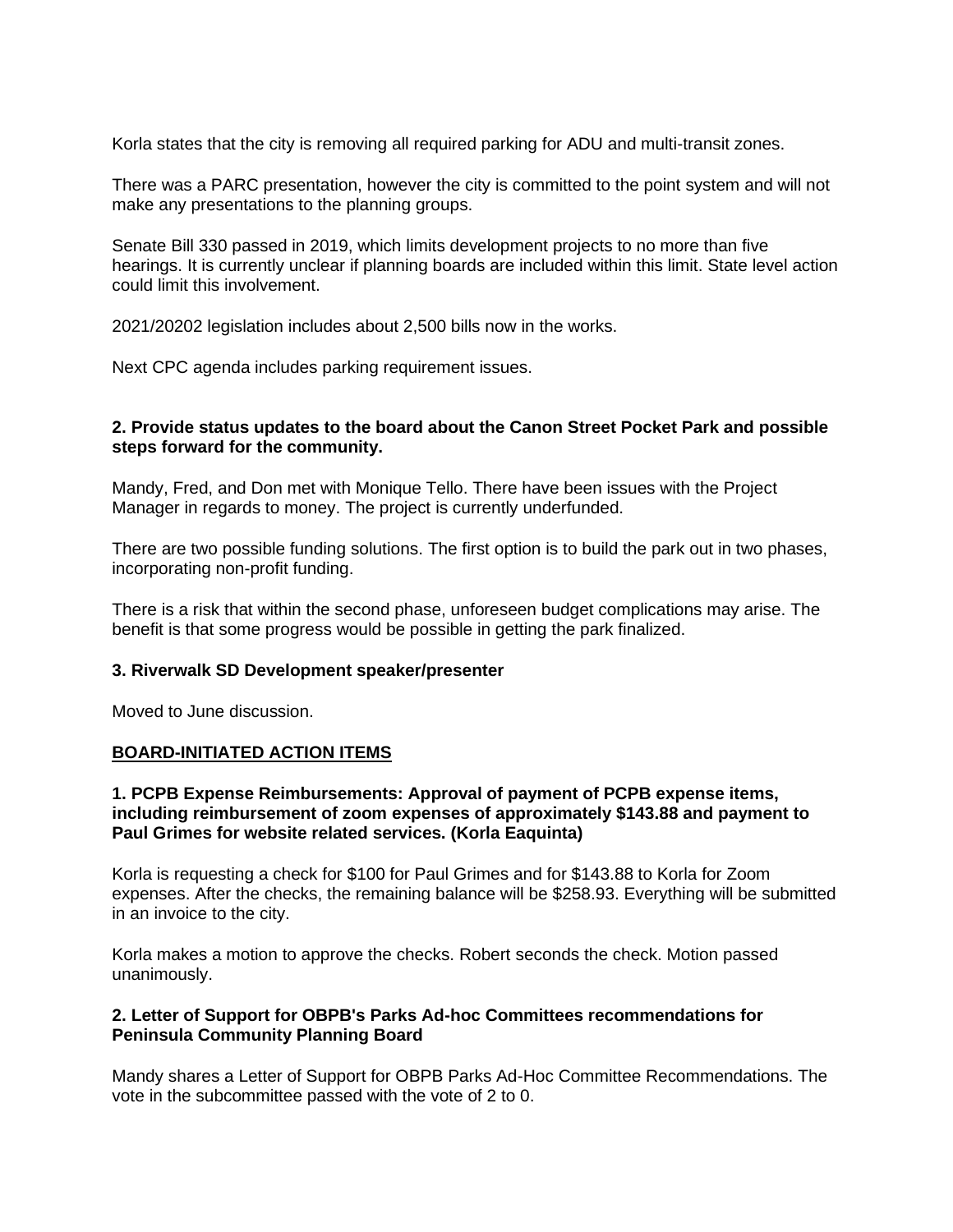Korla states that the city is removing all required parking for ADU and multi-transit zones.

There was a PARC presentation, however the city is committed to the point system and will not make any presentations to the planning groups.

Senate Bill 330 passed in 2019, which limits development projects to no more than five hearings. It is currently unclear if planning boards are included within this limit. State level action could limit this involvement.

2021/20202 legislation includes about 2,500 bills now in the works.

Next CPC agenda includes parking requirement issues.

**2. Provide status updates to the board about the Canon Street Pocket Park and possible steps forward for the community.**

Mandy, Fred, and Don met with Monique Tello. There have been issues with the Project Manager in regards to money. The project is currently underfunded.

There are two possible funding solutions. The first option is to build the park out in two phases, incorporating non-profit funding.

There is a risk that within the second phase, unforeseen budget complications may arise. The benefit is that some progress would be possible in getting the park finalized.

**3. Riverwalk SD Development speaker/presenter**

Moved to June discussion.

**<u>BOARD-INITIATED ACTION ITEMS</u>**

**1. PCPB Expense Reimbursements: Approval of payment of PCPB expense items, including reimbursement of zoom expenses of approximately $143.88 and payment to Paul Grimes for website related services. (Korla Eaquinta)**

Korla is requesting a check for $100 for Paul Grimes and for $143.88 to Korla for Zoom expenses. After the checks, the remaining balance will be $258.93. Everything will be submitted in an invoice to the city.

Korla makes a motion to approve the checks. Robert seconds the check. Motion passed unanimously.

**2. Letter of Support for OBPB's Parks Ad-hoc Committees recommendations for Peninsula Community Planning Board**

Mandy shares a Letter of Support for OBPB Parks Ad-Hoc Committee Recommendations. The vote in the subcommittee passed with the vote of 2 to 0.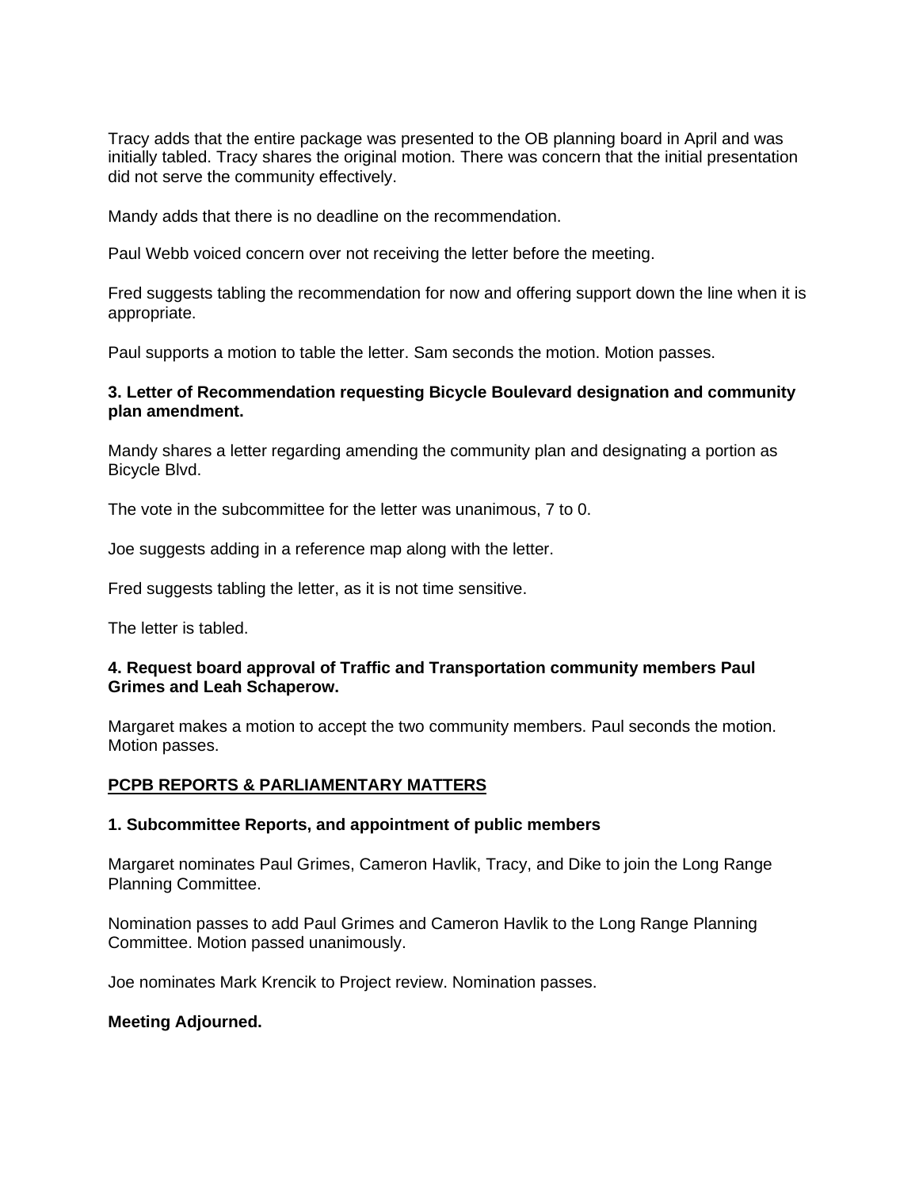Tracy adds that the entire package was presented to the OB planning board in April and was initially tabled. Tracy shares the original motion. There was concern that the initial presentation did not serve the community effectively.

Mandy adds that there is no deadline on the recommendation.

Paul Webb voiced concern over not receiving the letter before the meeting.

Fred suggests tabling the recommendation for now and offering support down the line when it is appropriate.

Paul supports a motion to table the letter. Sam seconds the motion. Motion passes.

**3. Letter of Recommendation requesting Bicycle Boulevard designation and community plan amendment.**

Mandy shares a letter regarding amending the community plan and designating a portion as Bicycle Blvd.

The vote in the subcommittee for the letter was unanimous, 7 to 0.

Joe suggests adding in a reference map along with the letter.

Fred suggests tabling the letter, as it is not time sensitive.

The letter is tabled.

**4. Request board approval of Traffic and Transportation community members Paul Grimes and Leah Schaperow.**

Margaret makes a motion to accept the two community members. Paul seconds the motion. Motion passes.

**PCPB REPORTS & PARLIAMENTARY MATTERS**

**1. Subcommittee Reports, and appointment of public members**

Margaret nominates Paul Grimes, Cameron Havlik, Tracy, and Dike to join the Long Range Planning Committee.

Nomination passes to add Paul Grimes and Cameron Havlik to the Long Range Planning Committee. Motion passed unanimously.

Joe nominates Mark Krencik to Project review. Nomination passes.

**Meeting Adjourned.**